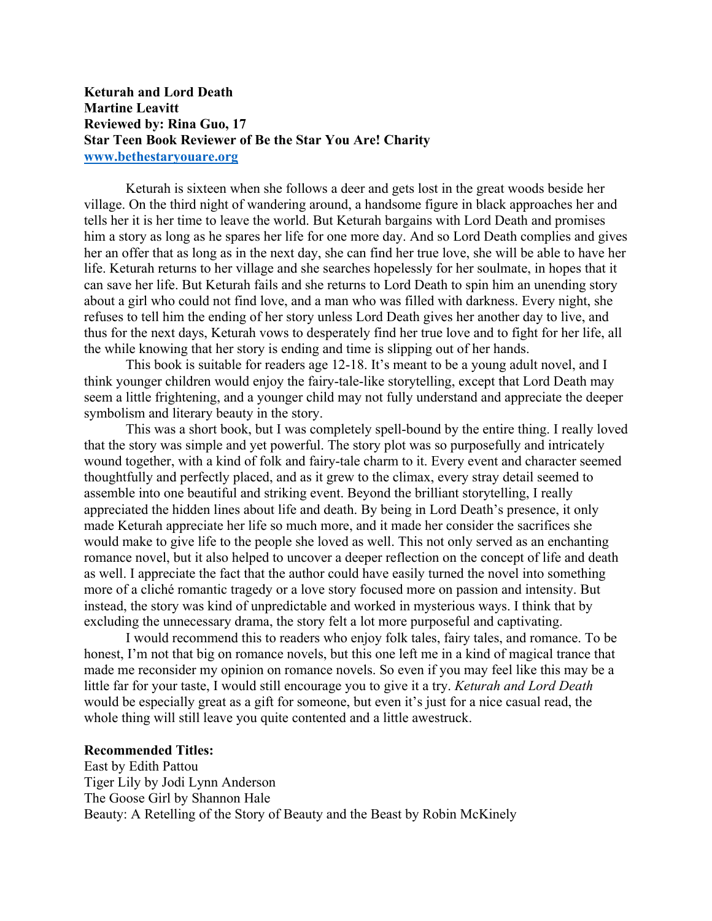**Keturah and Lord Death**
**Martine Leavitt**
**Reviewed by: Rina Guo, 17**
**Star Teen Book Reviewer of Be the Star You Are! Charity**
**[www.bethestaryouare.org](http://www.bethestaryouare.org)**

Keturah is sixteen when she follows a deer and gets lost in the great woods beside her village. On the third night of wandering around, a handsome figure in black approaches her and tells her it is her time to leave the world. But Keturah bargains with Lord Death and promises him a story as long as he spares her life for one more day. And so Lord Death complies and gives her an offer that as long as in the next day, she can find her true love, she will be able to have her life. Keturah returns to her village and she searches hopelessly for her soulmate, in hopes that it can save her life. But Keturah fails and she returns to Lord Death to spin him an unending story about a girl who could not find love, and a man who was filled with darkness. Every night, she refuses to tell him the ending of her story unless Lord Death gives her another day to live, and thus for the next days, Keturah vows to desperately find her true love and to fight for her life, all the while knowing that her story is ending and time is slipping out of her hands.

This book is suitable for readers age 12-18. It's meant to be a young adult novel, and I think younger children would enjoy the fairy-tale-like storytelling, except that Lord Death may seem a little frightening, and a younger child may not fully understand and appreciate the deeper symbolism and literary beauty in the story.

This was a short book, but I was completely spell-bound by the entire thing. I really loved that the story was simple and yet powerful. The story plot was so purposefully and intricately wound together, with a kind of folk and fairy-tale charm to it. Every event and character seemed thoughtfully and perfectly placed, and as it grew to the climax, every stray detail seemed to assemble into one beautiful and striking event. Beyond the brilliant storytelling, I really appreciated the hidden lines about life and death. By being in Lord Death's presence, it only made Keturah appreciate her life so much more, and it made her consider the sacrifices she would make to give life to the people she loved as well. This not only served as an enchanting romance novel, but it also helped to uncover a deeper reflection on the concept of life and death as well. I appreciate the fact that the author could have easily turned the novel into something more of a cliché romantic tragedy or a love story focused more on passion and intensity. But instead, the story was kind of unpredictable and worked in mysterious ways. I think that by excluding the unnecessary drama, the story felt a lot more purposeful and captivating.

I would recommend this to readers who enjoy folk tales, fairy tales, and romance. To be honest, I'm not that big on romance novels, but this one left me in a kind of magical trance that made me reconsider my opinion on romance novels. So even if you may feel like this may be a little far for your taste, I would still encourage you to give it a try. *Keturah and Lord Death* would be especially great as a gift for someone, but even it's just for a nice casual read, the whole thing will still leave you quite contented and a little awestruck.

**Recommended Titles:**
East by Edith Pattou
Tiger Lily by Jodi Lynn Anderson
The Goose Girl by Shannon Hale
Beauty: A Retelling of the Story of Beauty and the Beast by Robin McKinely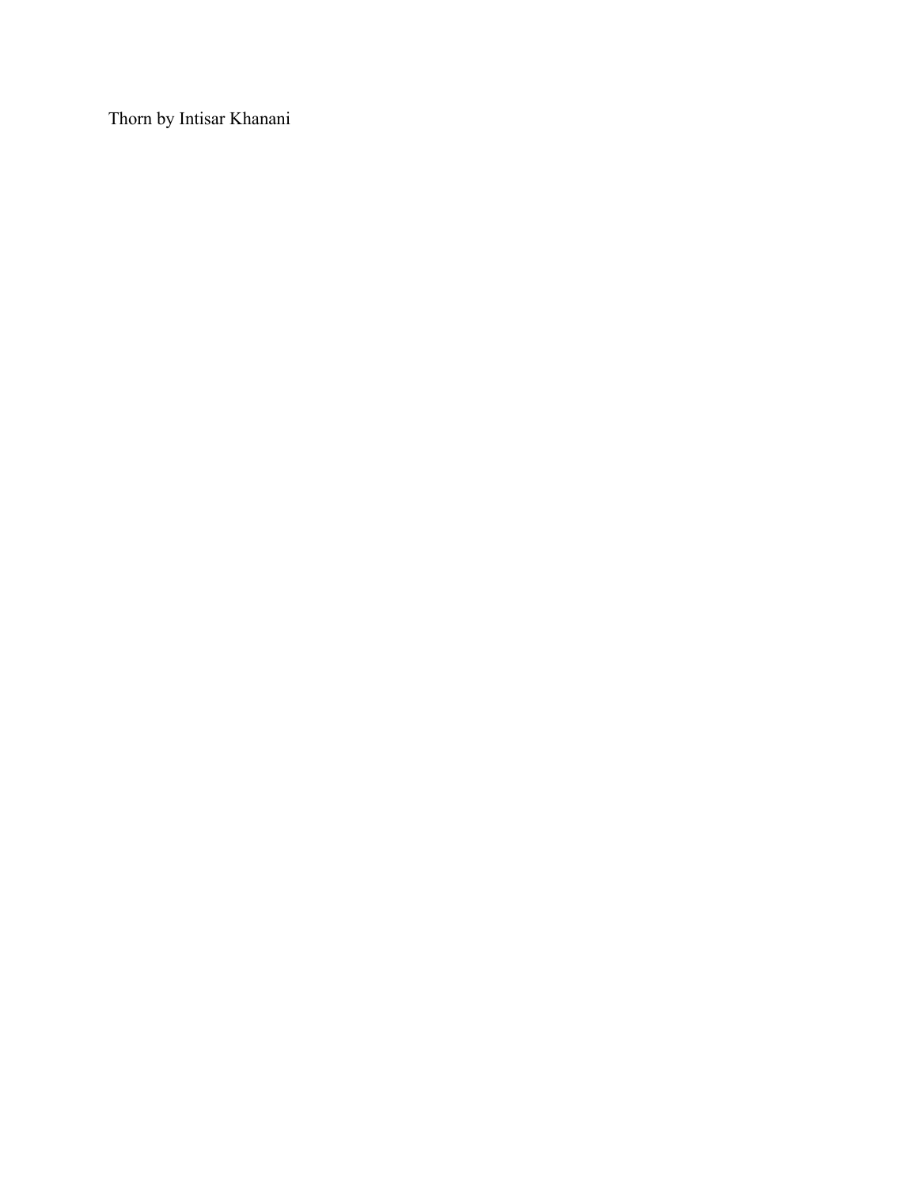Thorn by Intisar Khanani